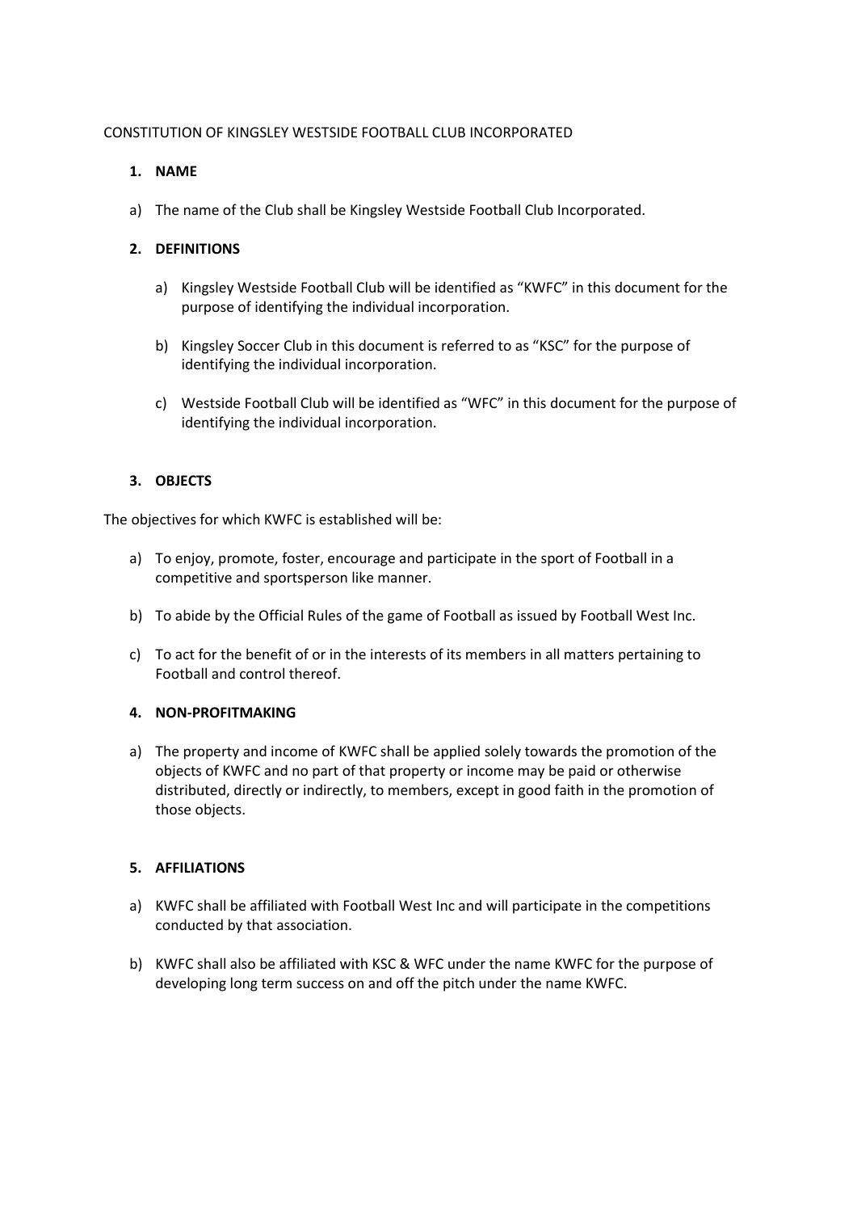CONSTITUTION OF KINGSLEY WESTSIDE FOOTBALL CLUB INCORPORATED

## 1. NAME

a) The name of the Club shall be Kingsley Westside Football Club Incorporated.

## 2. DEFINITIONS

a) Kingsley Westside Football Club will be identified as "KWFC" in this document for the purpose of identifying the individual incorporation.

b) Kingsley Soccer Club in this document is referred to as "KSC" for the purpose of identifying the individual incorporation.

c) Westside Football Club will be identified as "WFC" in this document for the purpose of identifying the individual incorporation.

## 3. OBJECTS

The objectives for which KWFC is established will be:

a) To enjoy, promote, foster, encourage and participate in the sport of Football in a competitive and sportsperson like manner.

b) To abide by the Official Rules of the game of Football as issued by Football West Inc.

c) To act for the benefit of or in the interests of its members in all matters pertaining to Football and control thereof.

## 4. NON-PROFITMAKING

a) The property and income of KWFC shall be applied solely towards the promotion of the objects of KWFC and no part of that property or income may be paid or otherwise distributed, directly or indirectly, to members, except in good faith in the promotion of those objects.

## 5. AFFILIATIONS

a) KWFC shall be affiliated with Football West Inc and will participate in the competitions conducted by that association.

b) KWFC shall also be affiliated with KSC & WFC under the name KWFC for the purpose of developing long term success on and off the pitch under the name KWFC.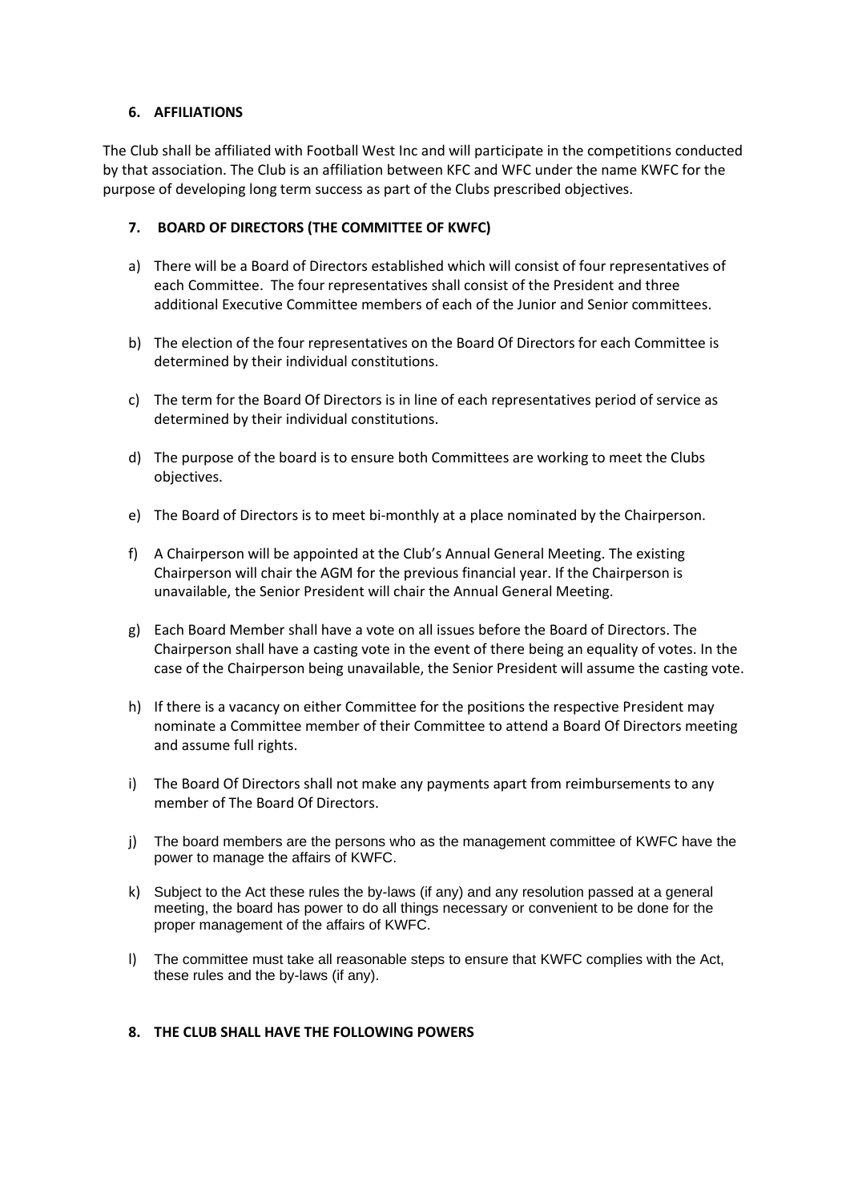**6. AFFILIATIONS**

The Club shall be affiliated with Football West Inc and will participate in the competitions conducted by that association. The Club is an affiliation between KFC and WFC under the name KWFC for the purpose of developing long term success as part of the Clubs prescribed objectives.

**7. BOARD OF DIRECTORS (THE COMMITTEE OF KWFC)**

a) There will be a Board of Directors established which will consist of four representatives of each Committee. The four representatives shall consist of the President and three additional Executive Committee members of each of the Junior and Senior committees.

b) The election of the four representatives on the Board Of Directors for each Committee is determined by their individual constitutions.

c) The term for the Board Of Directors is in line of each representatives period of service as determined by their individual constitutions.

d) The purpose of the board is to ensure both Committees are working to meet the Clubs objectives.

e) The Board of Directors is to meet bi-monthly at a place nominated by the Chairperson.

f) A Chairperson will be appointed at the Club's Annual General Meeting. The existing Chairperson will chair the AGM for the previous financial year. If the Chairperson is unavailable, the Senior President will chair the Annual General Meeting.

g) Each Board Member shall have a vote on all issues before the Board of Directors. The Chairperson shall have a casting vote in the event of there being an equality of votes. In the case of the Chairperson being unavailable, the Senior President will assume the casting vote.

h) If there is a vacancy on either Committee for the positions the respective President may nominate a Committee member of their Committee to attend a Board Of Directors meeting and assume full rights.

i) The Board Of Directors shall not make any payments apart from reimbursements to any member of The Board Of Directors.

j) The board members are the persons who as the management committee of KWFC have the power to manage the affairs of KWFC.

k) Subject to the Act these rules the by-laws (if any) and any resolution passed at a general meeting, the board has power to do all things necessary or convenient to be done for the proper management of the affairs of KWFC.

l) The committee must take all reasonable steps to ensure that KWFC complies with the Act, these rules and the by-laws (if any).

**8. THE CLUB SHALL HAVE THE FOLLOWING POWERS**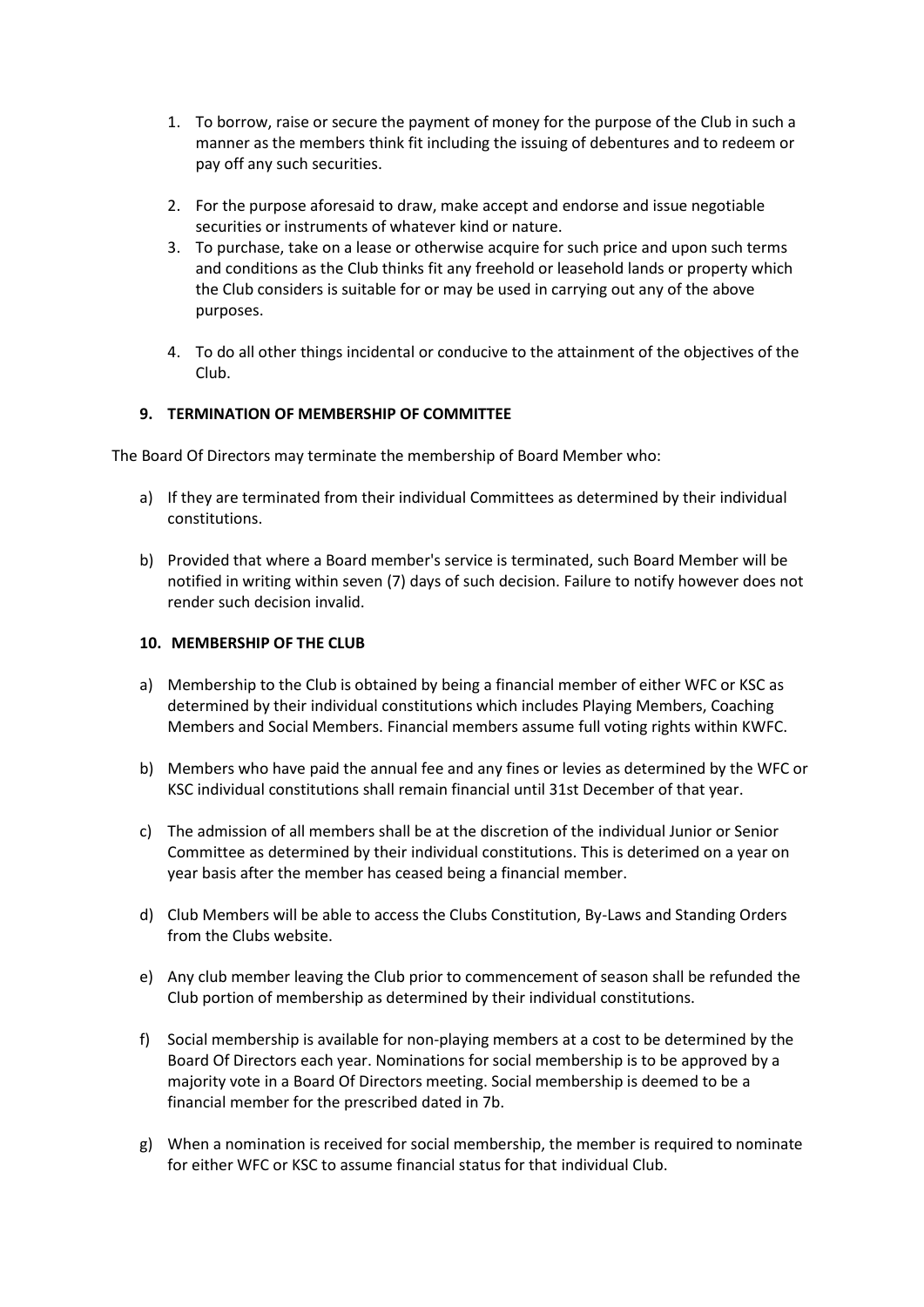1. To borrow, raise or secure the payment of money for the purpose of the Club in such a manner as the members think fit including the issuing of debentures and to redeem or pay off any such securities.

2. For the purpose aforesaid to draw, make accept and endorse and issue negotiable securities or instruments of whatever kind or nature.
3. To purchase, take on a lease or otherwise acquire for such price and upon such terms and conditions as the Club thinks fit any freehold or leasehold lands or property which the Club considers is suitable for or may be used in carrying out any of the above purposes.

4. To do all other things incidental or conducive to the attainment of the objectives of the Club.

## 9. TERMINATION OF MEMBERSHIP OF COMMITTEE

The Board Of Directors may terminate the membership of Board Member who:

a) If they are terminated from their individual Committees as determined by their individual constitutions.

b) Provided that where a Board member's service is terminated, such Board Member will be notified in writing within seven (7) days of such decision. Failure to notify however does not render such decision invalid.

## 10. MEMBERSHIP OF THE CLUB

a) Membership to the Club is obtained by being a financial member of either WFC or KSC as determined by their individual constitutions which includes Playing Members, Coaching Members and Social Members. Financial members assume full voting rights within KWFC.

b) Members who have paid the annual fee and any fines or levies as determined by the WFC or KSC individual constitutions shall remain financial until 31st December of that year.

c) The admission of all members shall be at the discretion of the individual Junior or Senior Committee as determined by their individual constitutions. This is deterimed on a year on year basis after the member has ceased being a financial member.

d) Club Members will be able to access the Clubs Constitution, By-Laws and Standing Orders from the Clubs website.

e) Any club member leaving the Club prior to commencement of season shall be refunded the Club portion of membership as determined by their individual constitutions.

f) Social membership is available for non-playing members at a cost to be determined by the Board Of Directors each year. Nominations for social membership is to be approved by a majority vote in a Board Of Directors meeting. Social membership is deemed to be a financial member for the prescribed dated in 7b.

g) When a nomination is received for social membership, the member is required to nominate for either WFC or KSC to assume financial status for that individual Club.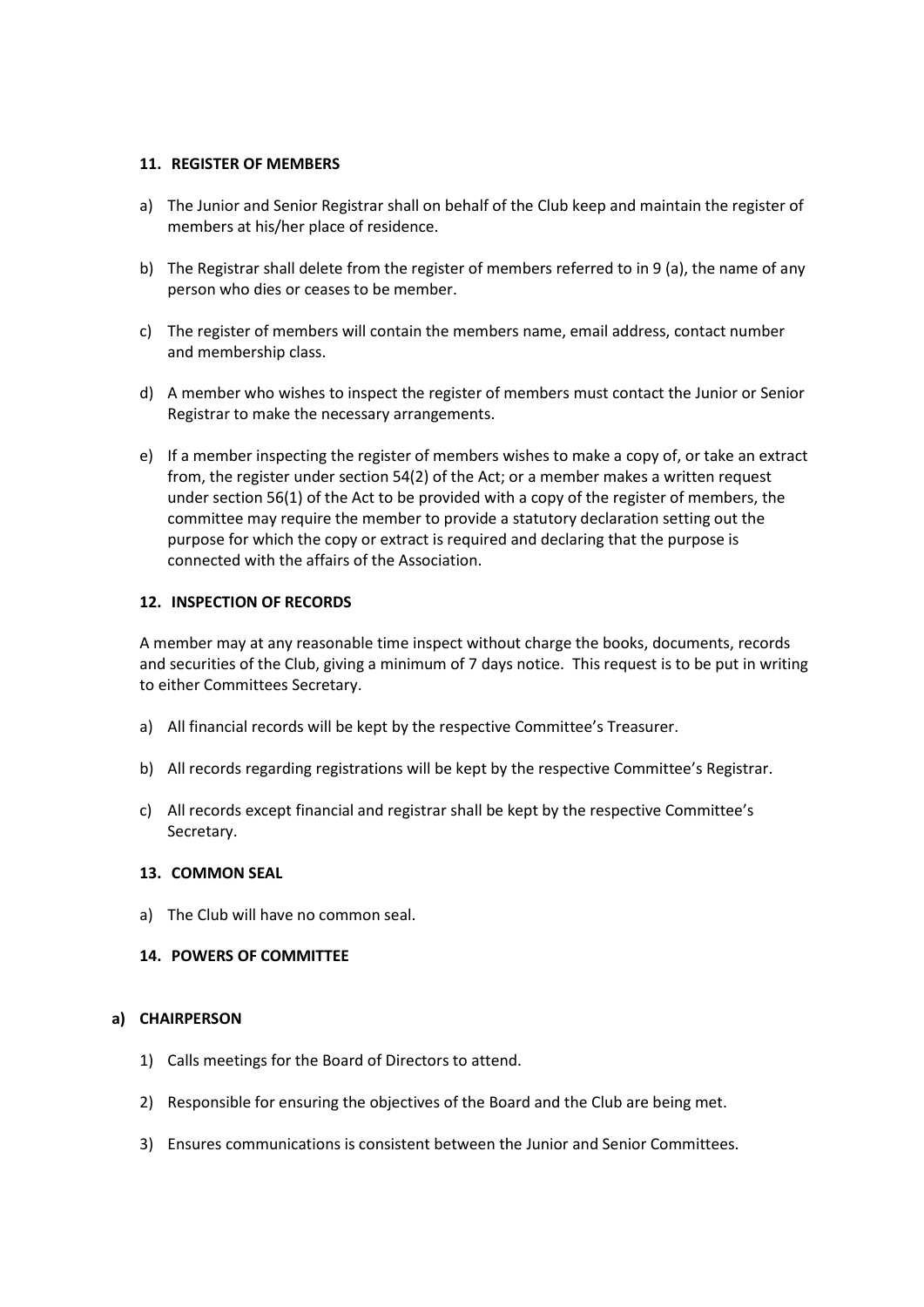### 11. REGISTER OF MEMBERS

a) The Junior and Senior Registrar shall on behalf of the Club keep and maintain the register of members at his/her place of residence.

b) The Registrar shall delete from the register of members referred to in 9 (a), the name of any person who dies or ceases to be member.

c) The register of members will contain the members name, email address, contact number and membership class.

d) A member who wishes to inspect the register of members must contact the Junior or Senior Registrar to make the necessary arrangements.

e) If a member inspecting the register of members wishes to make a copy of, or take an extract from, the register under section 54(2) of the Act; or a member makes a written request under section 56(1) of the Act to be provided with a copy of the register of members, the committee may require the member to provide a statutory declaration setting out the purpose for which the copy or extract is required and declaring that the purpose is connected with the affairs of the Association.

### 12. INSPECTION OF RECORDS

A member may at any reasonable time inspect without charge the books, documents, records and securities of the Club, giving a minimum of 7 days notice. This request is to be put in writing to either Committees Secretary.

a) All financial records will be kept by the respective Committee's Treasurer.

b) All records regarding registrations will be kept by the respective Committee's Registrar.

c) All records except financial and registrar shall be kept by the respective Committee's Secretary.

### 13. COMMON SEAL

a) The Club will have no common seal.

### 14. POWERS OF COMMITTEE

#### a) CHAIRPERSON

1) Calls meetings for the Board of Directors to attend.

2) Responsible for ensuring the objectives of the Board and the Club are being met.

3) Ensures communications is consistent between the Junior and Senior Committees.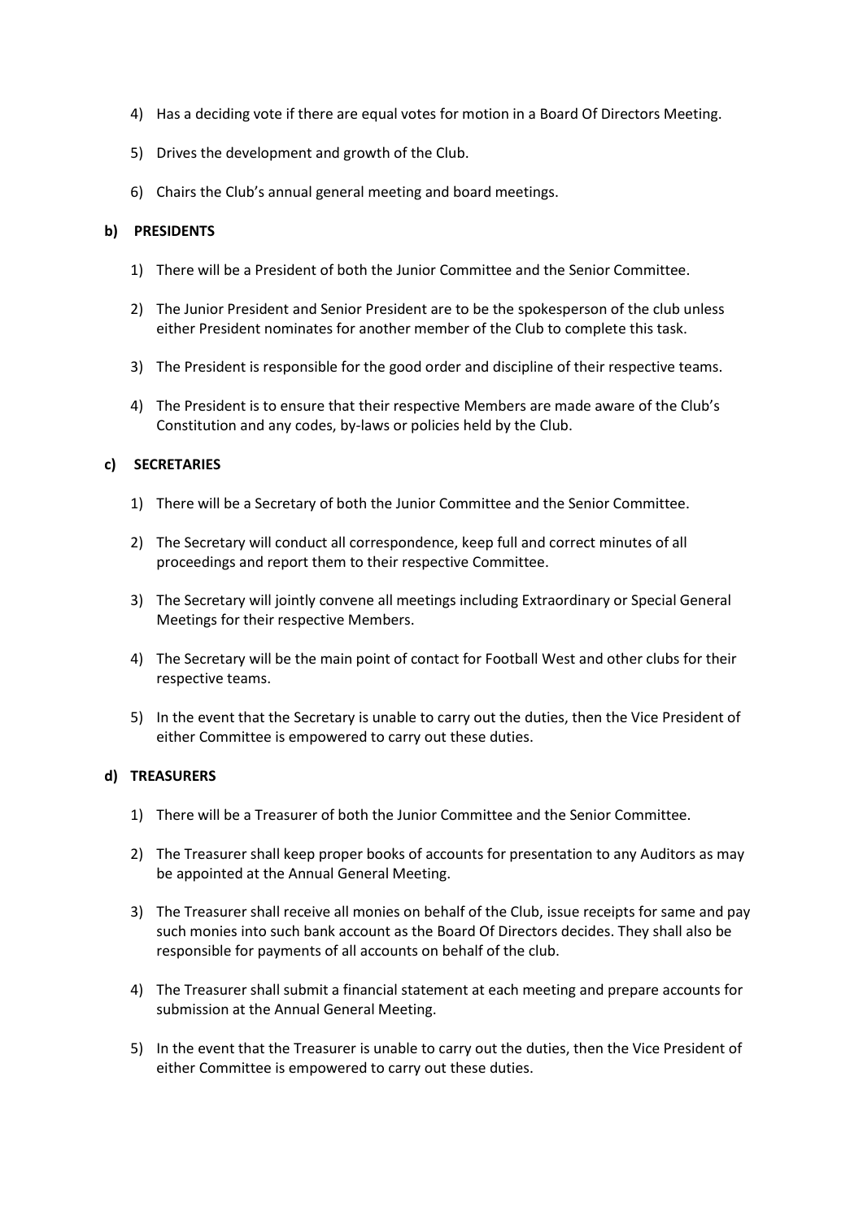4) Has a deciding vote if there are equal votes for motion in a Board Of Directors Meeting.

5) Drives the development and growth of the Club.

6) Chairs the Club's annual general meeting and board meetings.

**b) PRESIDENTS**

1) There will be a President of both the Junior Committee and the Senior Committee.

2) The Junior President and Senior President are to be the spokesperson of the club unless either President nominates for another member of the Club to complete this task.

3) The President is responsible for the good order and discipline of their respective teams.

4) The President is to ensure that their respective Members are made aware of the Club's Constitution and any codes, by-laws or policies held by the Club.

**c) SECRETARIES**

1) There will be a Secretary of both the Junior Committee and the Senior Committee.

2) The Secretary will conduct all correspondence, keep full and correct minutes of all proceedings and report them to their respective Committee.

3) The Secretary will jointly convene all meetings including Extraordinary or Special General Meetings for their respective Members.

4) The Secretary will be the main point of contact for Football West and other clubs for their respective teams.

5) In the event that the Secretary is unable to carry out the duties, then the Vice President of either Committee is empowered to carry out these duties.

**d) TREASURERS**

1) There will be a Treasurer of both the Junior Committee and the Senior Committee.

2) The Treasurer shall keep proper books of accounts for presentation to any Auditors as may be appointed at the Annual General Meeting.

3) The Treasurer shall receive all monies on behalf of the Club, issue receipts for same and pay such monies into such bank account as the Board Of Directors decides. They shall also be responsible for payments of all accounts on behalf of the club.

4) The Treasurer shall submit a financial statement at each meeting and prepare accounts for submission at the Annual General Meeting.

5) In the event that the Treasurer is unable to carry out the duties, then the Vice President of either Committee is empowered to carry out these duties.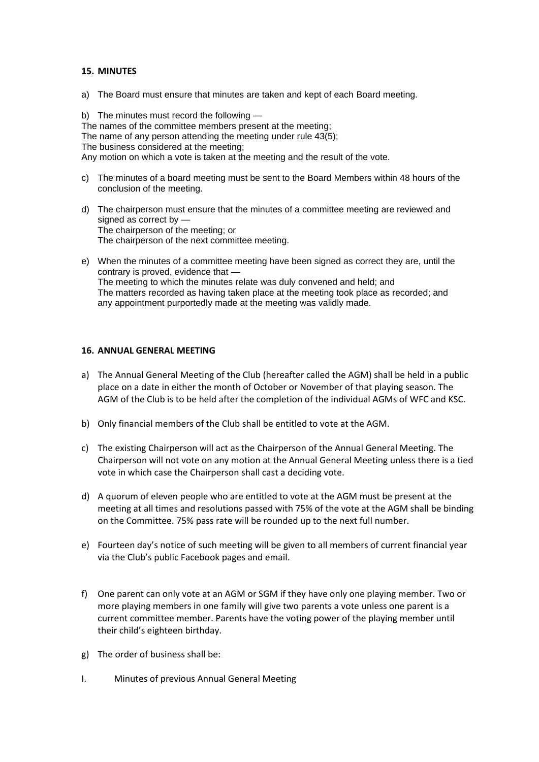## 15. MINUTES

a) The Board must ensure that minutes are taken and kept of each Board meeting.

b) The minutes must record the following —
The names of the committee members present at the meeting;
The name of any person attending the meeting under rule 43(5);
The business considered at the meeting;
Any motion on which a vote is taken at the meeting and the result of the vote.

c) The minutes of a board meeting must be sent to the Board Members within 48 hours of the conclusion of the meeting.

d) The chairperson must ensure that the minutes of a committee meeting are reviewed and signed as correct by —
The chairperson of the meeting; or
The chairperson of the next committee meeting.

e) When the minutes of a committee meeting have been signed as correct they are, until the contrary is proved, evidence that —
The meeting to which the minutes relate was duly convened and held; and
The matters recorded as having taken place at the meeting took place as recorded; and
any appointment purportedly made at the meeting was validly made.

## 16. ANNUAL GENERAL MEETING

a) The Annual General Meeting of the Club (hereafter called the AGM) shall be held in a public place on a date in either the month of October or November of that playing season. The AGM of the Club is to be held after the completion of the individual AGMs of WFC and KSC.

b) Only financial members of the Club shall be entitled to vote at the AGM.

c) The existing Chairperson will act as the Chairperson of the Annual General Meeting. The Chairperson will not vote on any motion at the Annual General Meeting unless there is a tied vote in which case the Chairperson shall cast a deciding vote.

d) A quorum of eleven people who are entitled to vote at the AGM must be present at the meeting at all times and resolutions passed with 75% of the vote at the AGM shall be binding on the Committee. 75% pass rate will be rounded up to the next full number.

e) Fourteen day's notice of such meeting will be given to all members of current financial year via the Club's public Facebook pages and email.

f) One parent can only vote at an AGM or SGM if they have only one playing member. Two or more playing members in one family will give two parents a vote unless one parent is a current committee member. Parents have the voting power of the playing member until their child's eighteen birthday.

g) The order of business shall be:

I. Minutes of previous Annual General Meeting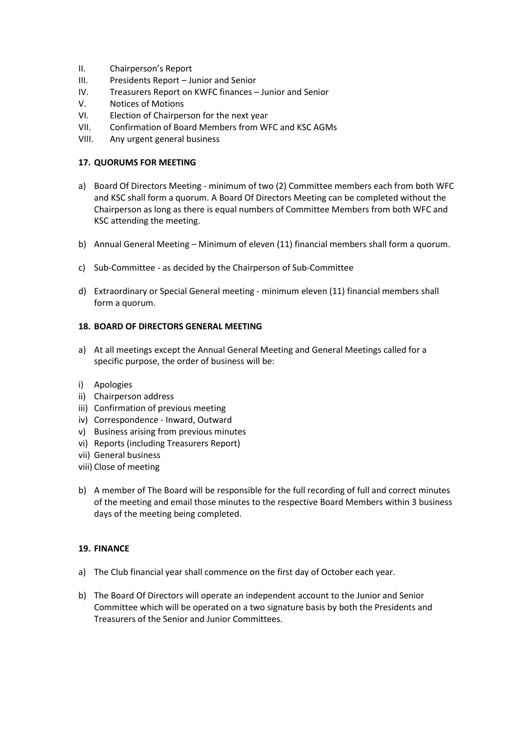II. Chairperson's Report
III. Presidents Report – Junior and Senior
IV. Treasurers Report on KWFC finances – Junior and Senior
V. Notices of Motions
VI. Election of Chairperson for the next year
VII. Confirmation of Board Members from WFC and KSC AGMs
VIII. Any urgent general business

**17. QUORUMS FOR MEETING**

a) Board Of Directors Meeting - minimum of two (2) Committee members each from both WFC and KSC shall form a quorum. A Board Of Directors Meeting can be completed without the Chairperson as long as there is equal numbers of Committee Members from both WFC and KSC attending the meeting.

b) Annual General Meeting – Minimum of eleven (11) financial members shall form a quorum.

c) Sub-Committee - as decided by the Chairperson of Sub-Committee

d) Extraordinary or Special General meeting - minimum eleven (11) financial members shall form a quorum.

**18. BOARD OF DIRECTORS GENERAL MEETING**

a) At all meetings except the Annual General Meeting and General Meetings called for a specific purpose, the order of business will be:

i) Apologies
ii) Chairperson address
iii) Confirmation of previous meeting
iv) Correspondence - Inward, Outward
v) Business arising from previous minutes
vi) Reports (including Treasurers Report)
vii) General business
viii) Close of meeting

b) A member of The Board will be responsible for the full recording of full and correct minutes of the meeting and email those minutes to the respective Board Members within 3 business days of the meeting being completed.

**19. FINANCE**

a) The Club financial year shall commence on the first day of October each year.

b) The Board Of Directors will operate an independent account to the Junior and Senior Committee which will be operated on a two signature basis by both the Presidents and Treasurers of the Senior and Junior Committees.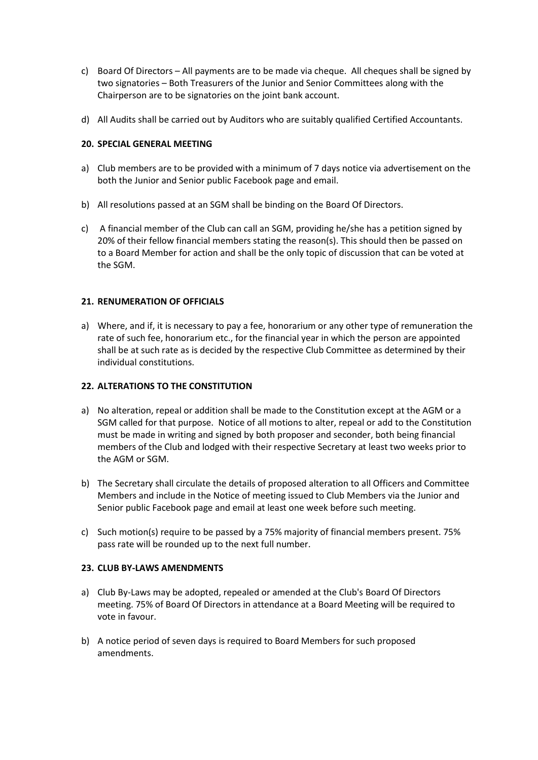c) Board Of Directors – All payments are to be made via cheque. All cheques shall be signed by two signatories – Both Treasurers of the Junior and Senior Committees along with the Chairperson are to be signatories on the joint bank account.

d) All Audits shall be carried out by Auditors who are suitably qualified Certified Accountants.

**20. SPECIAL GENERAL MEETING**

a) Club members are to be provided with a minimum of 7 days notice via advertisement on the both the Junior and Senior public Facebook page and email.

b) All resolutions passed at an SGM shall be binding on the Board Of Directors.

c) A financial member of the Club can call an SGM, providing he/she has a petition signed by 20% of their fellow financial members stating the reason(s). This should then be passed on to a Board Member for action and shall be the only topic of discussion that can be voted at the SGM.

**21. RENUMERATION OF OFFICIALS**

a) Where, and if, it is necessary to pay a fee, honorarium or any other type of remuneration the rate of such fee, honorarium etc., for the financial year in which the person are appointed shall be at such rate as is decided by the respective Club Committee as determined by their individual constitutions.

**22. ALTERATIONS TO THE CONSTITUTION**

a) No alteration, repeal or addition shall be made to the Constitution except at the AGM or a SGM called for that purpose. Notice of all motions to alter, repeal or add to the Constitution must be made in writing and signed by both proposer and seconder, both being financial members of the Club and lodged with their respective Secretary at least two weeks prior to the AGM or SGM.

b) The Secretary shall circulate the details of proposed alteration to all Officers and Committee Members and include in the Notice of meeting issued to Club Members via the Junior and Senior public Facebook page and email at least one week before such meeting.

c) Such motion(s) require to be passed by a 75% majority of financial members present. 75% pass rate will be rounded up to the next full number.

**23. CLUB BY-LAWS AMENDMENTS**

a) Club By-Laws may be adopted, repealed or amended at the Club's Board Of Directors meeting. 75% of Board Of Directors in attendance at a Board Meeting will be required to vote in favour.

b) A notice period of seven days is required to Board Members for such proposed amendments.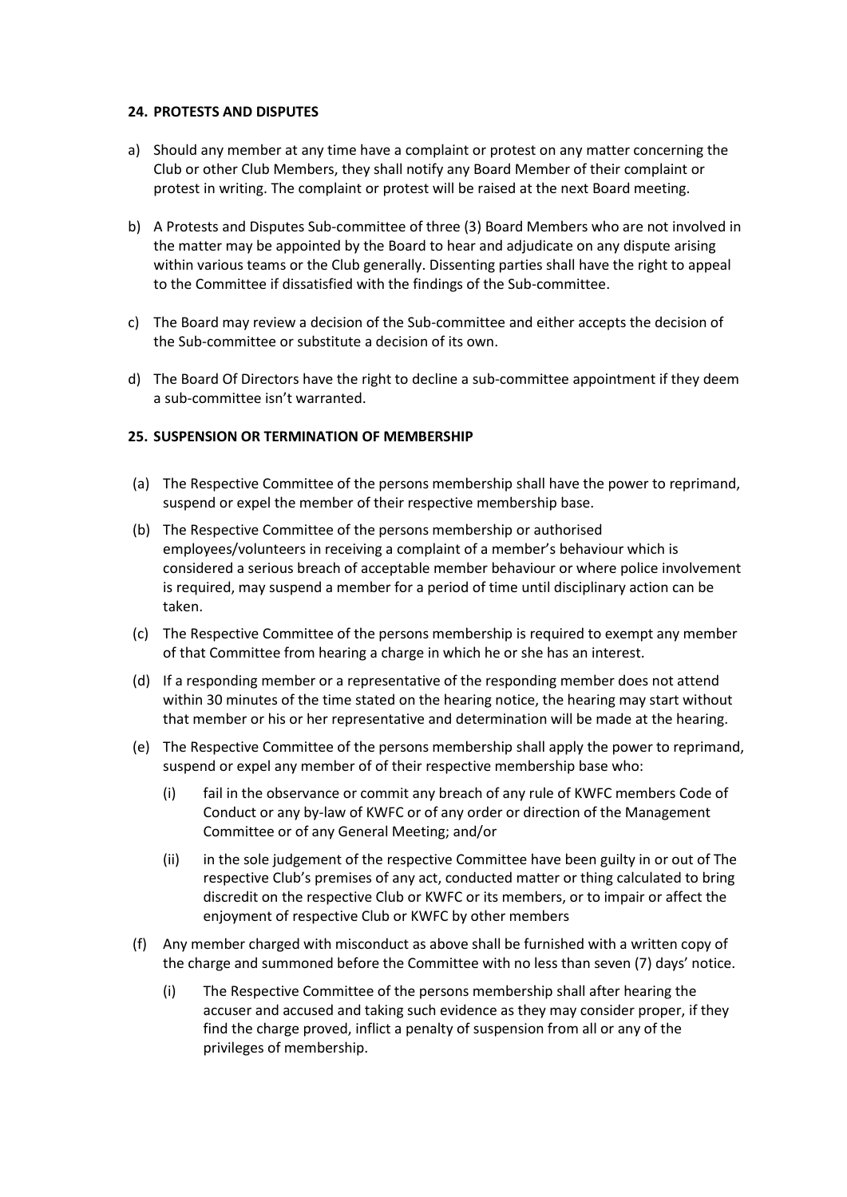## 24. PROTESTS AND DISPUTES

a) Should any member at any time have a complaint or protest on any matter concerning the Club or other Club Members, they shall notify any Board Member of their complaint or protest in writing. The complaint or protest will be raised at the next Board meeting.

b) A Protests and Disputes Sub-committee of three (3) Board Members who are not involved in the matter may be appointed by the Board to hear and adjudicate on any dispute arising within various teams or the Club generally. Dissenting parties shall have the right to appeal to the Committee if dissatisfied with the findings of the Sub-committee.

c) The Board may review a decision of the Sub-committee and either accepts the decision of the Sub-committee or substitute a decision of its own.

d) The Board Of Directors have the right to decline a sub-committee appointment if they deem a sub-committee isn't warranted.

## 25. SUSPENSION OR TERMINATION OF MEMBERSHIP

(a) The Respective Committee of the persons membership shall have the power to reprimand, suspend or expel the member of their respective membership base.

(b) The Respective Committee of the persons membership or authorised employees/volunteers in receiving a complaint of a member's behaviour which is considered a serious breach of acceptable member behaviour or where police involvement is required, may suspend a member for a period of time until disciplinary action can be taken.

(c) The Respective Committee of the persons membership is required to exempt any member of that Committee from hearing a charge in which he or she has an interest.

(d) If a responding member or a representative of the responding member does not attend within 30 minutes of the time stated on the hearing notice, the hearing may start without that member or his or her representative and determination will be made at the hearing.

(e) The Respective Committee of the persons membership shall apply the power to reprimand, suspend or expel any member of of their respective membership base who:

   (i) fail in the observance or commit any breach of any rule of KWFC members Code of Conduct or any by-law of KWFC or of any order or direction of the Management Committee or of any General Meeting; and/or

   (ii) in the sole judgement of the respective Committee have been guilty in or out of The respective Club's premises of any act, conducted matter or thing calculated to bring discredit on the respective Club or KWFC or its members, or to impair or affect the enjoyment of respective Club or KWFC by other members

(f) Any member charged with misconduct as above shall be furnished with a written copy of the charge and summoned before the Committee with no less than seven (7) days' notice.

   (i) The Respective Committee of the persons membership shall after hearing the accuser and accused and taking such evidence as they may consider proper, if they find the charge proved, inflict a penalty of suspension from all or any of the privileges of membership.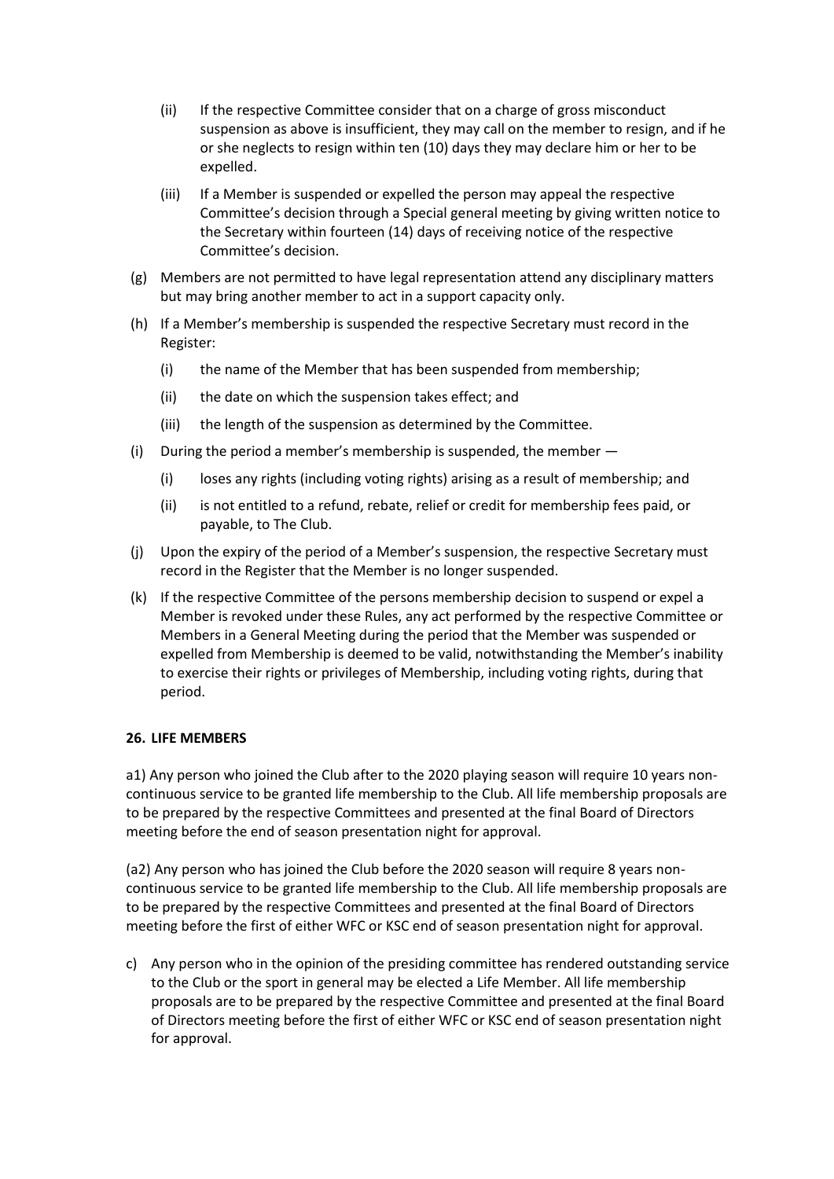(ii) If the respective Committee consider that on a charge of gross misconduct suspension as above is insufficient, they may call on the member to resign, and if he or she neglects to resign within ten (10) days they may declare him or her to be expelled.

(iii) If a Member is suspended or expelled the person may appeal the respective Committee's decision through a Special general meeting by giving written notice to the Secretary within fourteen (14) days of receiving notice of the respective Committee's decision.

(g) Members are not permitted to have legal representation attend any disciplinary matters but may bring another member to act in a support capacity only.

(h) If a Member's membership is suspended the respective Secretary must record in the Register:

(i) the name of the Member that has been suspended from membership;

(ii) the date on which the suspension takes effect; and

(iii) the length of the suspension as determined by the Committee.

(i) During the period a member's membership is suspended, the member —

(i) loses any rights (including voting rights) arising as a result of membership; and

(ii) is not entitled to a refund, rebate, relief or credit for membership fees paid, or payable, to The Club.

(j) Upon the expiry of the period of a Member's suspension, the respective Secretary must record in the Register that the Member is no longer suspended.

(k) If the respective Committee of the persons membership decision to suspend or expel a Member is revoked under these Rules, any act performed by the respective Committee or Members in a General Meeting during the period that the Member was suspended or expelled from Membership is deemed to be valid, notwithstanding the Member's inability to exercise their rights or privileges of Membership, including voting rights, during that period.

**26. LIFE MEMBERS**

a1) Any person who joined the Club after to the 2020 playing season will require 10 years non-continuous service to be granted life membership to the Club. All life membership proposals are to be prepared by the respective Committees and presented at the final Board of Directors meeting before the end of season presentation night for approval.

(a2) Any person who has joined the Club before the 2020 season will require 8 years non-continuous service to be granted life membership to the Club. All life membership proposals are to be prepared by the respective Committees and presented at the final Board of Directors meeting before the first of either WFC or KSC end of season presentation night for approval.

c) Any person who in the opinion of the presiding committee has rendered outstanding service to the Club or the sport in general may be elected a Life Member. All life membership proposals are to be prepared by the respective Committee and presented at the final Board of Directors meeting before the first of either WFC or KSC end of season presentation night for approval.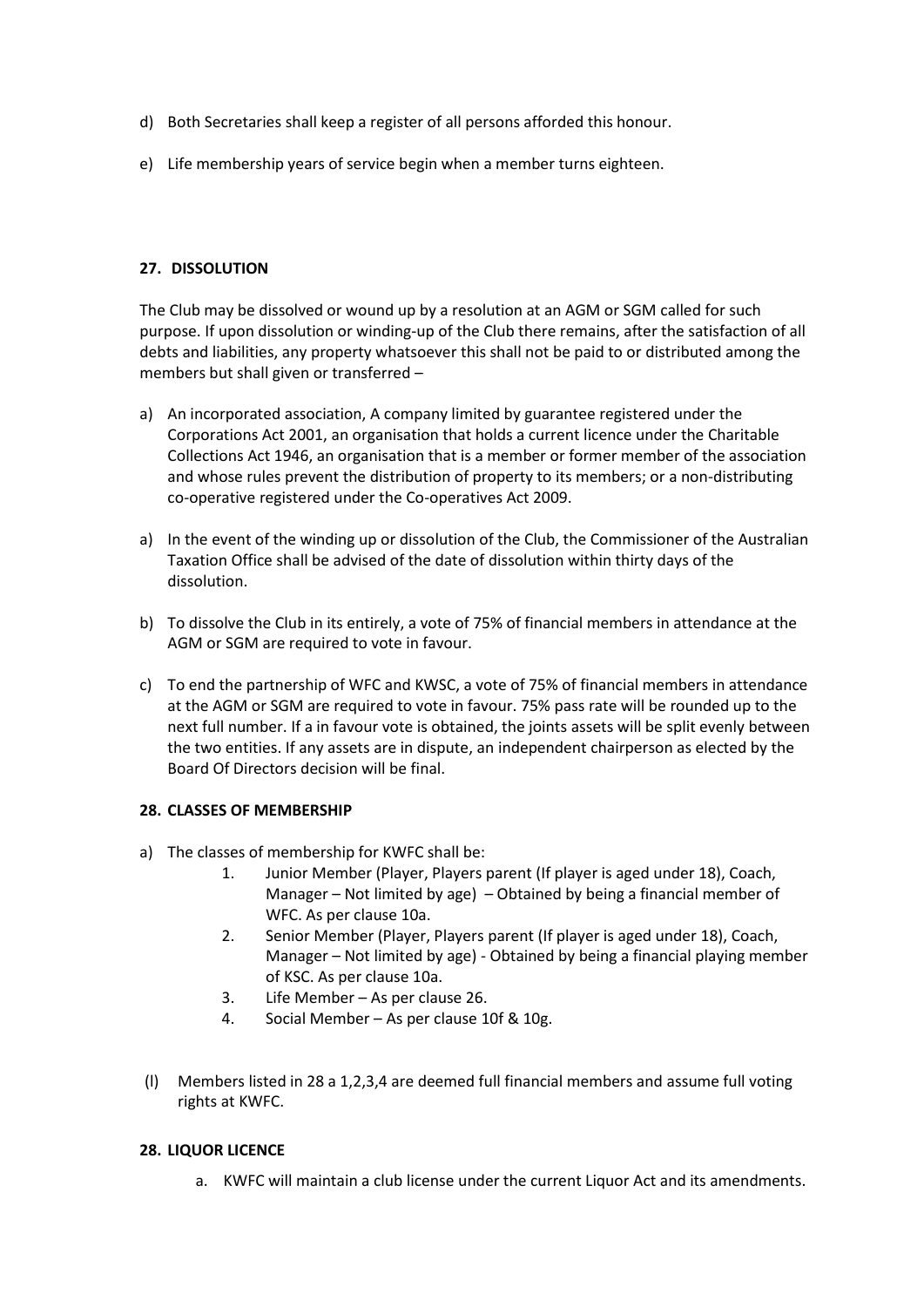d) Both Secretaries shall keep a register of all persons afforded this honour.

e) Life membership years of service begin when a member turns eighteen.

**27. DISSOLUTION**

The Club may be dissolved or wound up by a resolution at an AGM or SGM called for such purpose. If upon dissolution or winding-up of the Club there remains, after the satisfaction of all debts and liabilities, any property whatsoever this shall not be paid to or distributed among the members but shall given or transferred –

a) An incorporated association, A company limited by guarantee registered under the Corporations Act 2001, an organisation that holds a current licence under the Charitable Collections Act 1946, an organisation that is a member or former member of the association and whose rules prevent the distribution of property to its members; or a non-distributing co-operative registered under the Co-operatives Act 2009.

a) In the event of the winding up or dissolution of the Club, the Commissioner of the Australian Taxation Office shall be advised of the date of dissolution within thirty days of the dissolution.

b) To dissolve the Club in its entirely, a vote of 75% of financial members in attendance at the AGM or SGM are required to vote in favour.

c) To end the partnership of WFC and KWSC, a vote of 75% of financial members in attendance at the AGM or SGM are required to vote in favour. 75% pass rate will be rounded up to the next full number. If a in favour vote is obtained, the joints assets will be split evenly between the two entities. If any assets are in dispute, an independent chairperson as elected by the Board Of Directors decision will be final.

**28. CLASSES OF MEMBERSHIP**

a) The classes of membership for KWFC shall be:
   1. Junior Member (Player, Players parent (If player is aged under 18), Coach, Manager – Not limited by age) – Obtained by being a financial member of WFC. As per clause 10a.
   2. Senior Member (Player, Players parent (If player is aged under 18), Coach, Manager – Not limited by age) - Obtained by being a financial playing member of KSC. As per clause 10a.
   3. Life Member – As per clause 26.
   4. Social Member – As per clause 10f & 10g.

(l) Members listed in 28 a 1,2,3,4 are deemed full financial members and assume full voting rights at KWFC.

**28. LIQUOR LICENCE**

a. KWFC will maintain a club license under the current Liquor Act and its amendments.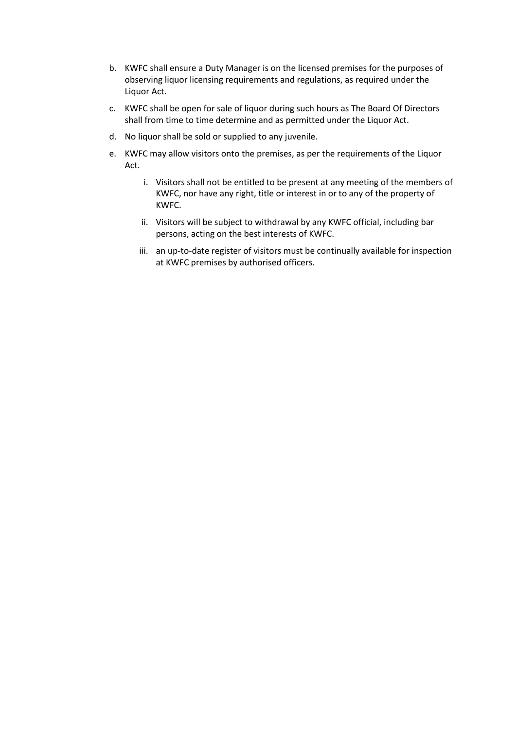b. KWFC shall ensure a Duty Manager is on the licensed premises for the purposes of observing liquor licensing requirements and regulations, as required under the Liquor Act.

c. KWFC shall be open for sale of liquor during such hours as The Board Of Directors shall from time to time determine and as permitted under the Liquor Act.

d. No liquor shall be sold or supplied to any juvenile.

e. KWFC may allow visitors onto the premises, as per the requirements of the Liquor Act.

    i. Visitors shall not be entitled to be present at any meeting of the members of KWFC, nor have any right, title or interest in or to any of the property of KWFC.

    ii. Visitors will be subject to withdrawal by any KWFC official, including bar persons, acting on the best interests of KWFC.

    iii. an up-to-date register of visitors must be continually available for inspection at KWFC premises by authorised officers.